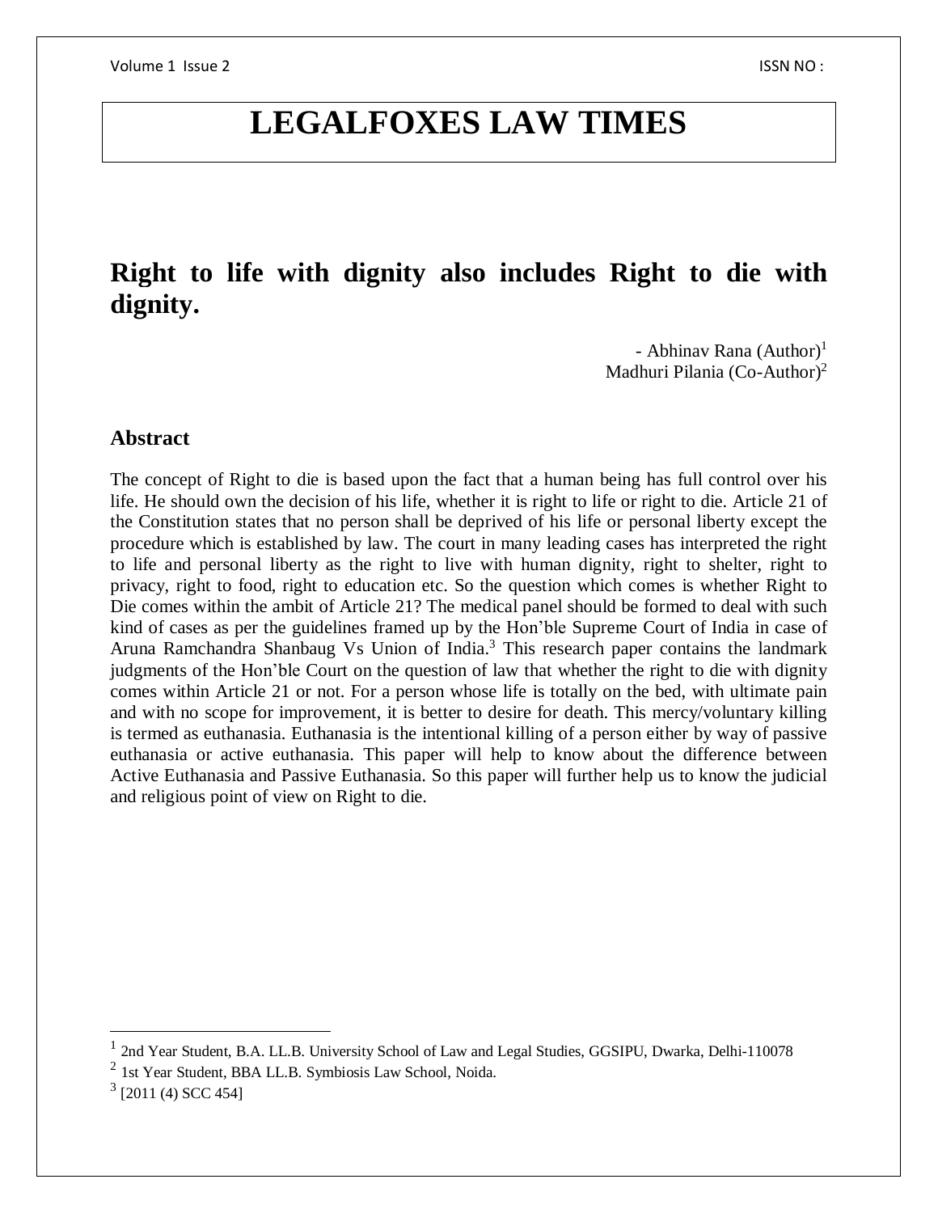# LEGALFOXES LAW TIMES

## Right to life with dignity also includes Right to die with dignity.

- Abhinav Rana (Author)[1]
Madhuri Pilania (Co-Author)[2]

### Abstract

The concept of Right to die is based upon the fact that a human being has full control over his life. He should own the decision of his life, whether it is right to life or right to die. Article 21 of the Constitution states that no person shall be deprived of his life or personal liberty except the procedure which is established by law. The court in many leading cases has interpreted the right to life and personal liberty as the right to live with human dignity, right to shelter, right to privacy, right to food, right to education etc. So the question which comes is whether Right to Die comes within the ambit of Article 21? The medical panel should be formed to deal with such kind of cases as per the guidelines framed up by the Hon'ble Supreme Court of India in case of Aruna Ramchandra Shanbaug Vs Union of India.[3] This research paper contains the landmark judgments of the Hon'ble Court on the question of law that whether the right to die with dignity comes within Article 21 or not. For a person whose life is totally on the bed, with ultimate pain and with no scope for improvement, it is better to desire for death. This mercy/voluntary killing is termed as euthanasia. Euthanasia is the intentional killing of a person either by way of passive euthanasia or active euthanasia. This paper will help to know about the difference between Active Euthanasia and Passive Euthanasia. So this paper will further help us to know the judicial and religious point of view on Right to die.

---

[1] 2nd Year Student, B.A. LL.B. University School of Law and Legal Studies, GGSIPU, Dwarka, Delhi-110078

[2] 1st Year Student, BBA LL.B. Symbiosis Law School, Noida.

[3] [2011 (4) SCC 454]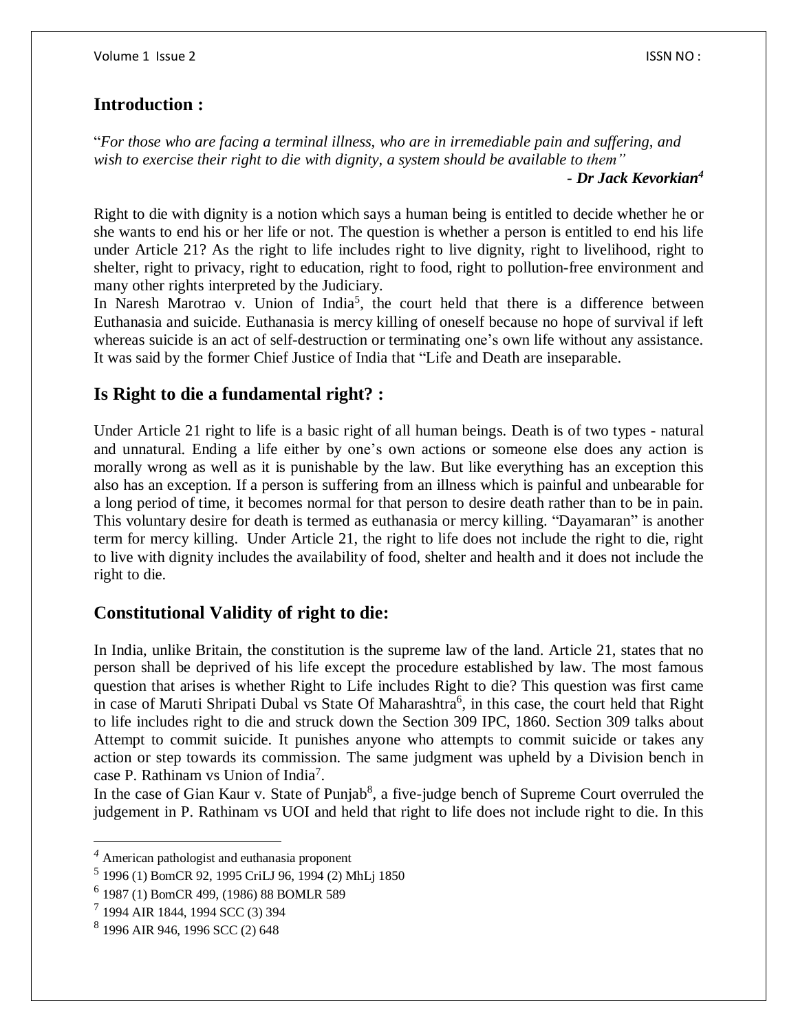## Introduction :

"*For those who are facing a terminal illness, who are in irremediable pain and suffering, and wish to exercise their right to die with dignity, a system should be available to them"*

***- Dr Jack Kevorkian[4]***

Right to die with dignity is a notion which says a human being is entitled to decide whether he or she wants to end his or her life or not. The question is whether a person is entitled to end his life under Article 21? As the right to life includes right to live dignity, right to livelihood, right to shelter, right to privacy, right to education, right to food, right to pollution-free environment and many other rights interpreted by the Judiciary.

In Naresh Marotrao v. Union of India[5], the court held that there is a difference between Euthanasia and suicide. Euthanasia is mercy killing of oneself because no hope of survival if left whereas suicide is an act of self-destruction or terminating one's own life without any assistance. It was said by the former Chief Justice of India that "Life and Death are inseparable.

## Is Right to die a fundamental right? :

Under Article 21 right to life is a basic right of all human beings. Death is of two types - natural and unnatural. Ending a life either by one's own actions or someone else does any action is morally wrong as well as it is punishable by the law. But like everything has an exception this also has an exception. If a person is suffering from an illness which is painful and unbearable for a long period of time, it becomes normal for that person to desire death rather than to be in pain. This voluntary desire for death is termed as euthanasia or mercy killing. "Dayamaran" is another term for mercy killing. Under Article 21, the right to life does not include the right to die, right to live with dignity includes the availability of food, shelter and health and it does not include the right to die.

## Constitutional Validity of right to die:

In India, unlike Britain, the constitution is the supreme law of the land. Article 21, states that no person shall be deprived of his life except the procedure established by law. The most famous question that arises is whether Right to Life includes Right to die? This question was first came in case of Maruti Shripati Dubal vs State Of Maharashtra[6], in this case, the court held that Right to life includes right to die and struck down the Section 309 IPC, 1860. Section 309 talks about Attempt to commit suicide. It punishes anyone who attempts to commit suicide or takes any action or step towards its commission. The same judgment was upheld by a Division bench in case P. Rathinam vs Union of India[7].

In the case of Gian Kaur v. State of Punjab[8], a five-judge bench of Supreme Court overruled the judgement in P. Rathinam vs UOI and held that right to life does not include right to die. In this

---

[4] American pathologist and euthanasia proponent

[5] 1996 (1) BomCR 92, 1995 CriLJ 96, 1994 (2) MhLj 1850

[6] 1987 (1) BomCR 499, (1986) 88 BOMLR 589

[7] 1994 AIR 1844, 1994 SCC (3) 394

[8] 1996 AIR 946, 1996 SCC (2) 648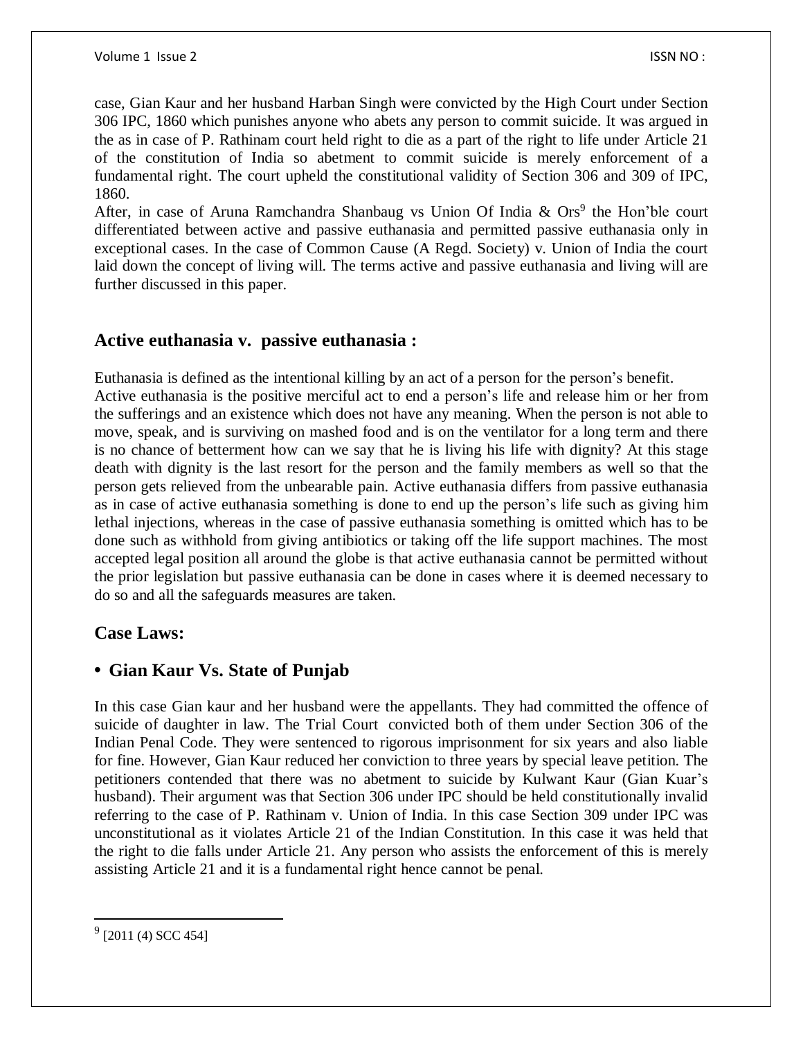case, Gian Kaur and her husband Harban Singh were convicted by the High Court under Section 306 IPC, 1860 which punishes anyone who abets any person to commit suicide. It was argued in the as in case of P. Rathinam court held right to die as a part of the right to life under Article 21 of the constitution of India so abetment to commit suicide is merely enforcement of a fundamental right. The court upheld the constitutional validity of Section 306 and 309 of IPC, 1860.

After, in case of Aruna Ramchandra Shanbaug vs Union Of India & Ors[9] the Hon'ble court differentiated between active and passive euthanasia and permitted passive euthanasia only in exceptional cases. In the case of Common Cause (A Regd. Society) v. Union of India the court laid down the concept of living will. The terms active and passive euthanasia and living will are further discussed in this paper.

## Active euthanasia v. passive euthanasia :

Euthanasia is defined as the intentional killing by an act of a person for the person's benefit. Active euthanasia is the positive merciful act to end a person's life and release him or her from the sufferings and an existence which does not have any meaning. When the person is not able to move, speak, and is surviving on mashed food and is on the ventilator for a long term and there is no chance of betterment how can we say that he is living his life with dignity? At this stage death with dignity is the last resort for the person and the family members as well so that the person gets relieved from the unbearable pain. Active euthanasia differs from passive euthanasia as in case of active euthanasia something is done to end up the person's life such as giving him lethal injections, whereas in the case of passive euthanasia something is omitted which has to be done such as withhold from giving antibiotics or taking off the life support machines. The most accepted legal position all around the globe is that active euthanasia cannot be permitted without the prior legislation but passive euthanasia can be done in cases where it is deemed necessary to do so and all the safeguards measures are taken.

## Case Laws:

### • Gian Kaur Vs. State of Punjab

In this case Gian kaur and her husband were the appellants. They had committed the offence of suicide of daughter in law. The Trial Court convicted both of them under Section 306 of the Indian Penal Code. They were sentenced to rigorous imprisonment for six years and also liable for fine. However, Gian Kaur reduced her conviction to three years by special leave petition. The petitioners contended that there was no abetment to suicide by Kulwant Kaur (Gian Kuar's husband). Their argument was that Section 306 under IPC should be held constitutionally invalid referring to the case of P. Rathinam v. Union of India. In this case Section 309 under IPC was unconstitutional as it violates Article 21 of the Indian Constitution. In this case it was held that the right to die falls under Article 21. Any person who assists the enforcement of this is merely assisting Article 21 and it is a fundamental right hence cannot be penal.

---

[9] [2011 (4) SCC 454]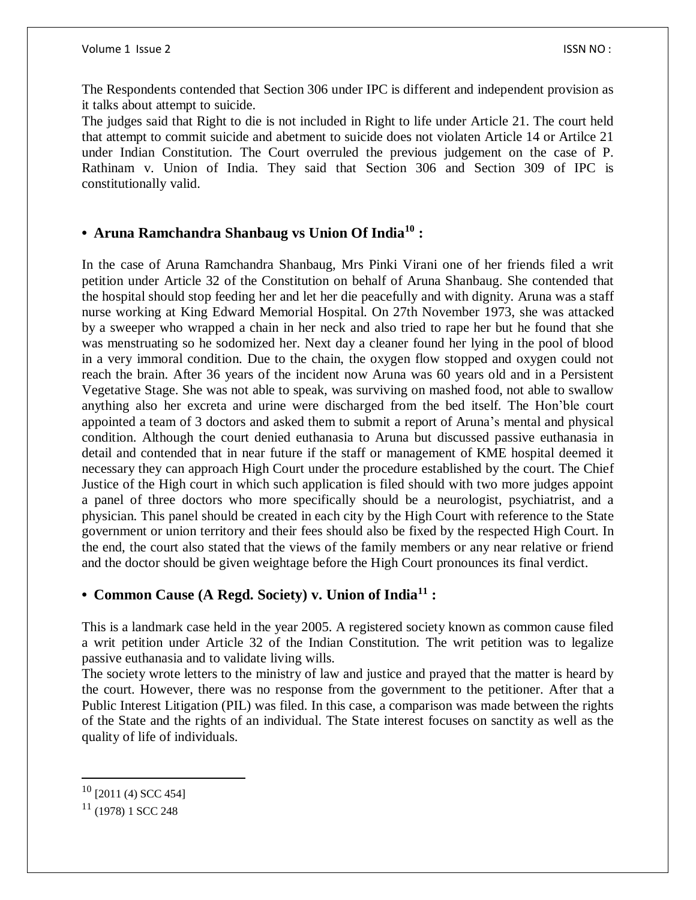The Respondents contended that Section 306 under IPC is different and independent provision as it talks about attempt to suicide.

The judges said that Right to die is not included in Right to life under Article 21. The court held that attempt to commit suicide and abetment to suicide does not violaten Article 14 or Artilce 21 under Indian Constitution. The Court overruled the previous judgement on the case of P. Rathinam v. Union of India. They said that Section 306 and Section 309 of IPC is constitutionally valid.

- **Aruna Ramchandra Shanbaug vs Union Of India[10] :**

In the case of Aruna Ramchandra Shanbaug, Mrs Pinki Virani one of her friends filed a writ petition under Article 32 of the Constitution on behalf of Aruna Shanbaug. She contended that the hospital should stop feeding her and let her die peacefully and with dignity. Aruna was a staff nurse working at King Edward Memorial Hospital. On 27th November 1973, she was attacked by a sweeper who wrapped a chain in her neck and also tried to rape her but he found that she was menstruating so he sodomized her. Next day a cleaner found her lying in the pool of blood in a very immoral condition. Due to the chain, the oxygen flow stopped and oxygen could not reach the brain. After 36 years of the incident now Aruna was 60 years old and in a Persistent Vegetative Stage. She was not able to speak, was surviving on mashed food, not able to swallow anything also her excreta and urine were discharged from the bed itself. The Hon'ble court appointed a team of 3 doctors and asked them to submit a report of Aruna's mental and physical condition. Although the court denied euthanasia to Aruna but discussed passive euthanasia in detail and contended that in near future if the staff or management of KME hospital deemed it necessary they can approach High Court under the procedure established by the court. The Chief Justice of the High court in which such application is filed should with two more judges appoint a panel of three doctors who more specifically should be a neurologist, psychiatrist, and a physician. This panel should be created in each city by the High Court with reference to the State government or union territory and their fees should also be fixed by the respected High Court. In the end, the court also stated that the views of the family members or any near relative or friend and the doctor should be given weightage before the High Court pronounces its final verdict.

- **Common Cause (A Regd. Society) v. Union of India[11] :**

This is a landmark case held in the year 2005. A registered society known as common cause filed a writ petition under Article 32 of the Indian Constitution. The writ petition was to legalize passive euthanasia and to validate living wills.

The society wrote letters to the ministry of law and justice and prayed that the matter is heard by the court. However, there was no response from the government to the petitioner. After that a Public Interest Litigation (PIL) was filed. In this case, a comparison was made between the rights of the State and the rights of an individual. The State interest focuses on sanctity as well as the quality of life of individuals.

---

[10] [2011 (4) SCC 454]

[11] (1978) 1 SCC 248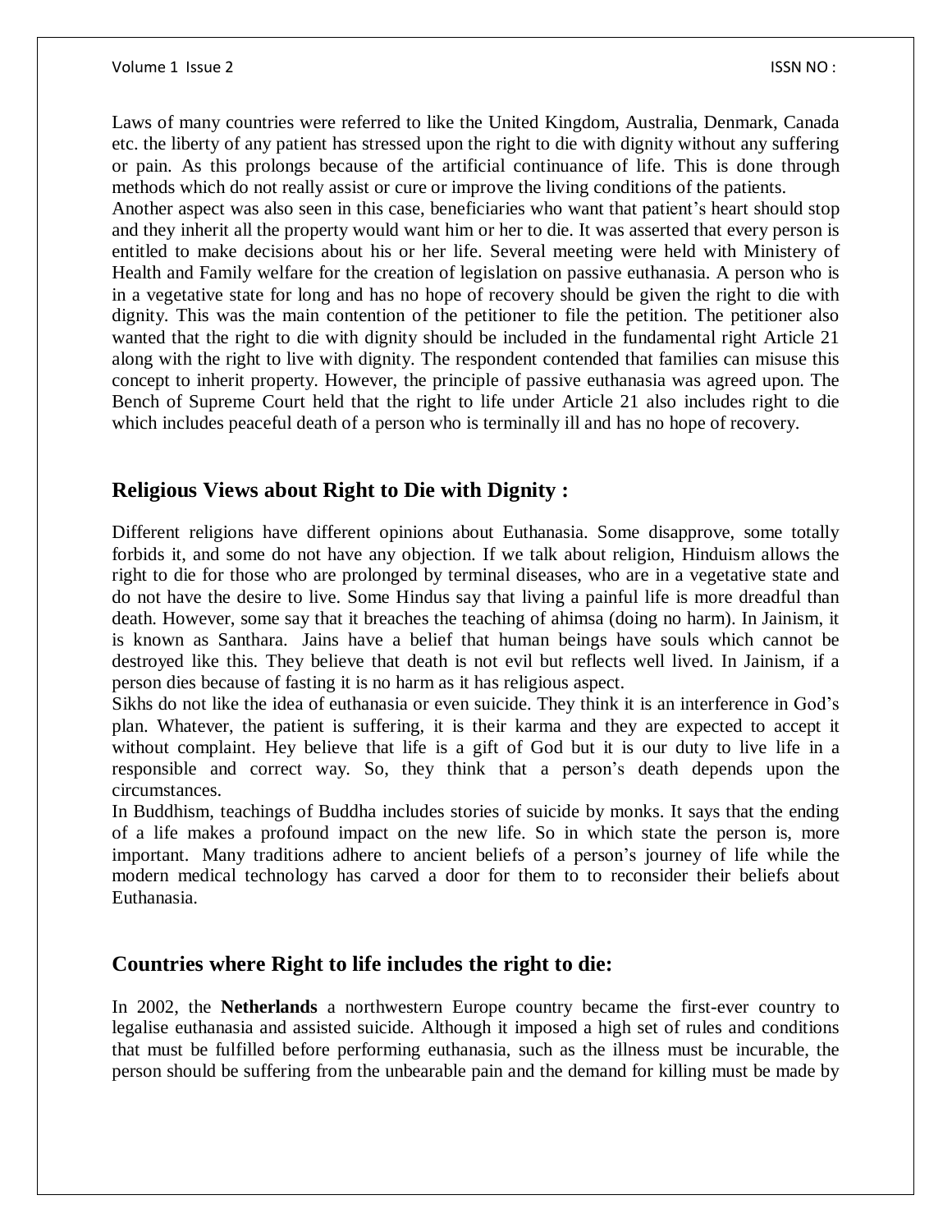Laws of many countries were referred to like the United Kingdom, Australia, Denmark, Canada etc. the liberty of any patient has stressed upon the right to die with dignity without any suffering or pain. As this prolongs because of the artificial continuance of life. This is done through methods which do not really assist or cure or improve the living conditions of the patients.

Another aspect was also seen in this case, beneficiaries who want that patient's heart should stop and they inherit all the property would want him or her to die. It was asserted that every person is entitled to make decisions about his or her life. Several meeting were held with Ministery of Health and Family welfare for the creation of legislation on passive euthanasia. A person who is in a vegetative state for long and has no hope of recovery should be given the right to die with dignity. This was the main contention of the petitioner to file the petition. The petitioner also wanted that the right to die with dignity should be included in the fundamental right Article 21 along with the right to live with dignity. The respondent contended that families can misuse this concept to inherit property. However, the principle of passive euthanasia was agreed upon. The Bench of Supreme Court held that the right to life under Article 21 also includes right to die which includes peaceful death of a person who is terminally ill and has no hope of recovery.

## Religious Views about Right to Die with Dignity :

Different religions have different opinions about Euthanasia. Some disapprove, some totally forbids it, and some do not have any objection. If we talk about religion, Hinduism allows the right to die for those who are prolonged by terminal diseases, who are in a vegetative state and do not have the desire to live. Some Hindus say that living a painful life is more dreadful than death. However, some say that it breaches the teaching of ahimsa (doing no harm). In Jainism, it is known as Santhara. Jains have a belief that human beings have souls which cannot be destroyed like this. They believe that death is not evil but reflects well lived. In Jainism, if a person dies because of fasting it is no harm as it has religious aspect.

Sikhs do not like the idea of euthanasia or even suicide. They think it is an interference in God's plan. Whatever, the patient is suffering, it is their karma and they are expected to accept it without complaint. Hey believe that life is a gift of God but it is our duty to live life in a responsible and correct way. So, they think that a person's death depends upon the circumstances.

In Buddhism, teachings of Buddha includes stories of suicide by monks. It says that the ending of a life makes a profound impact on the new life. So in which state the person is, more important. Many traditions adhere to ancient beliefs of a person's journey of life while the modern medical technology has carved a door for them to to reconsider their beliefs about Euthanasia.

## Countries where Right to life includes the right to die:

In 2002, the **Netherlands** a northwestern Europe country became the first-ever country to legalise euthanasia and assisted suicide. Although it imposed a high set of rules and conditions that must be fulfilled before performing euthanasia, such as the illness must be incurable, the person should be suffering from the unbearable pain and the demand for killing must be made by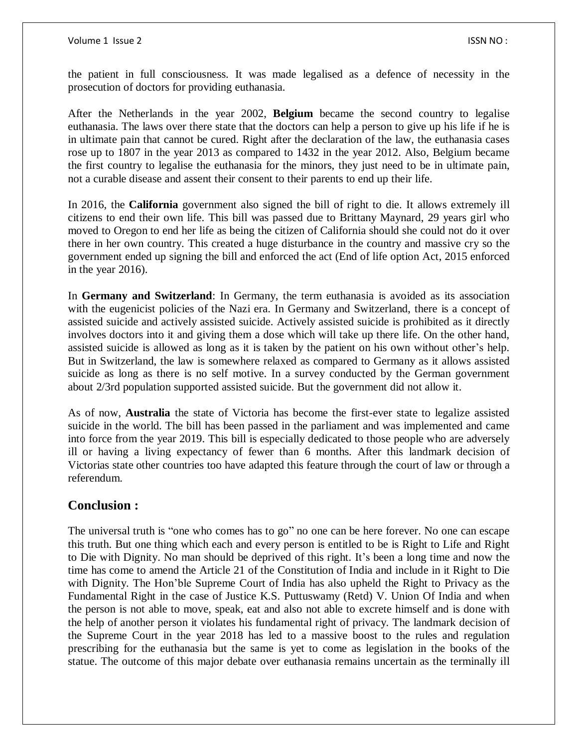the patient in full consciousness. It was made legalised as a defence of necessity in the prosecution of doctors for providing euthanasia.

After the Netherlands in the year 2002, **Belgium** became the second country to legalise euthanasia. The laws over there state that the doctors can help a person to give up his life if he is in ultimate pain that cannot be cured. Right after the declaration of the law, the euthanasia cases rose up to 1807 in the year 2013 as compared to 1432 in the year 2012. Also, Belgium became the first country to legalise the euthanasia for the minors, they just need to be in ultimate pain, not a curable disease and assent their consent to their parents to end up their life.

In 2016, the **California** government also signed the bill of right to die. It allows extremely ill citizens to end their own life. This bill was passed due to Brittany Maynard, 29 years girl who moved to Oregon to end her life as being the citizen of California should she could not do it over there in her own country. This created a huge disturbance in the country and massive cry so the government ended up signing the bill and enforced the act (End of life option Act, 2015 enforced in the year 2016).

In **Germany and Switzerland**: In Germany, the term euthanasia is avoided as its association with the eugenicist policies of the Nazi era. In Germany and Switzerland, there is a concept of assisted suicide and actively assisted suicide. Actively assisted suicide is prohibited as it directly involves doctors into it and giving them a dose which will take up there life. On the other hand, assisted suicide is allowed as long as it is taken by the patient on his own without other's help. But in Switzerland, the law is somewhere relaxed as compared to Germany as it allows assisted suicide as long as there is no self motive. In a survey conducted by the German government about 2/3rd population supported assisted suicide. But the government did not allow it.

As of now, **Australia** the state of Victoria has become the first-ever state to legalize assisted suicide in the world. The bill has been passed in the parliament and was implemented and came into force from the year 2019. This bill is especially dedicated to those people who are adversely ill or having a living expectancy of fewer than 6 months. After this landmark decision of Victorias state other countries too have adapted this feature through the court of law or through a referendum.

## Conclusion :

The universal truth is "one who comes has to go" no one can be here forever. No one can escape this truth. But one thing which each and every person is entitled to be is Right to Life and Right to Die with Dignity. No man should be deprived of this right. It's been a long time and now the time has come to amend the Article 21 of the Constitution of India and include in it Right to Die with Dignity. The Hon'ble Supreme Court of India has also upheld the Right to Privacy as the Fundamental Right in the case of Justice K.S. Puttuswamy (Retd) V. Union Of India and when the person is not able to move, speak, eat and also not able to excrete himself and is done with the help of another person it violates his fundamental right of privacy. The landmark decision of the Supreme Court in the year 2018 has led to a massive boost to the rules and regulation prescribing for the euthanasia but the same is yet to come as legislation in the books of the statue. The outcome of this major debate over euthanasia remains uncertain as the terminally ill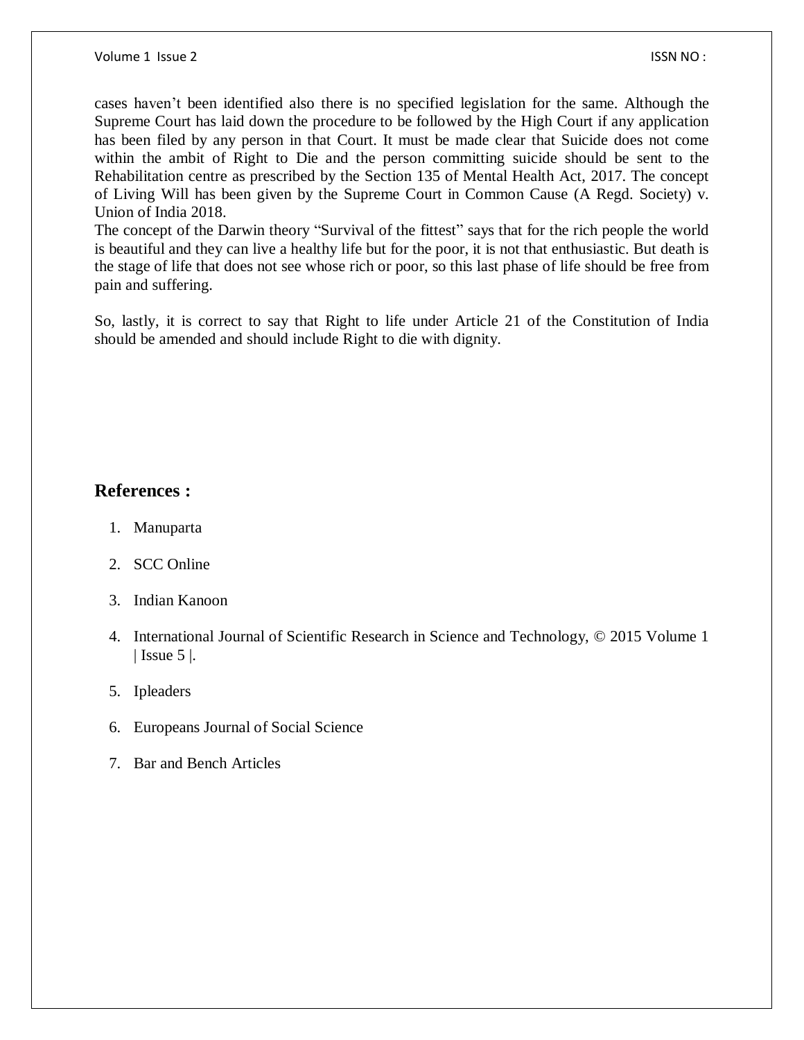cases haven't been identified also there is no specified legislation for the same. Although the Supreme Court has laid down the procedure to be followed by the High Court if any application has been filed by any person in that Court. It must be made clear that Suicide does not come within the ambit of Right to Die and the person committing suicide should be sent to the Rehabilitation centre as prescribed by the Section 135 of Mental Health Act, 2017. The concept of Living Will has been given by the Supreme Court in Common Cause (A Regd. Society) v. Union of India 2018.
The concept of the Darwin theory "Survival of the fittest" says that for the rich people the world is beautiful and they can live a healthy life but for the poor, it is not that enthusiastic. But death is the stage of life that does not see whose rich or poor, so this last phase of life should be free from pain and suffering.

So, lastly, it is correct to say that Right to life under Article 21 of the Constitution of India should be amended and should include Right to die with dignity.

## References :

1. Manuparta
2. SCC Online
3. Indian Kanoon
4. International Journal of Scientific Research in Science and Technology, © 2015 Volume 1 | Issue 5 |.
5. Ipleaders
6. Europeans Journal of Social Science
7. Bar and Bench Articles